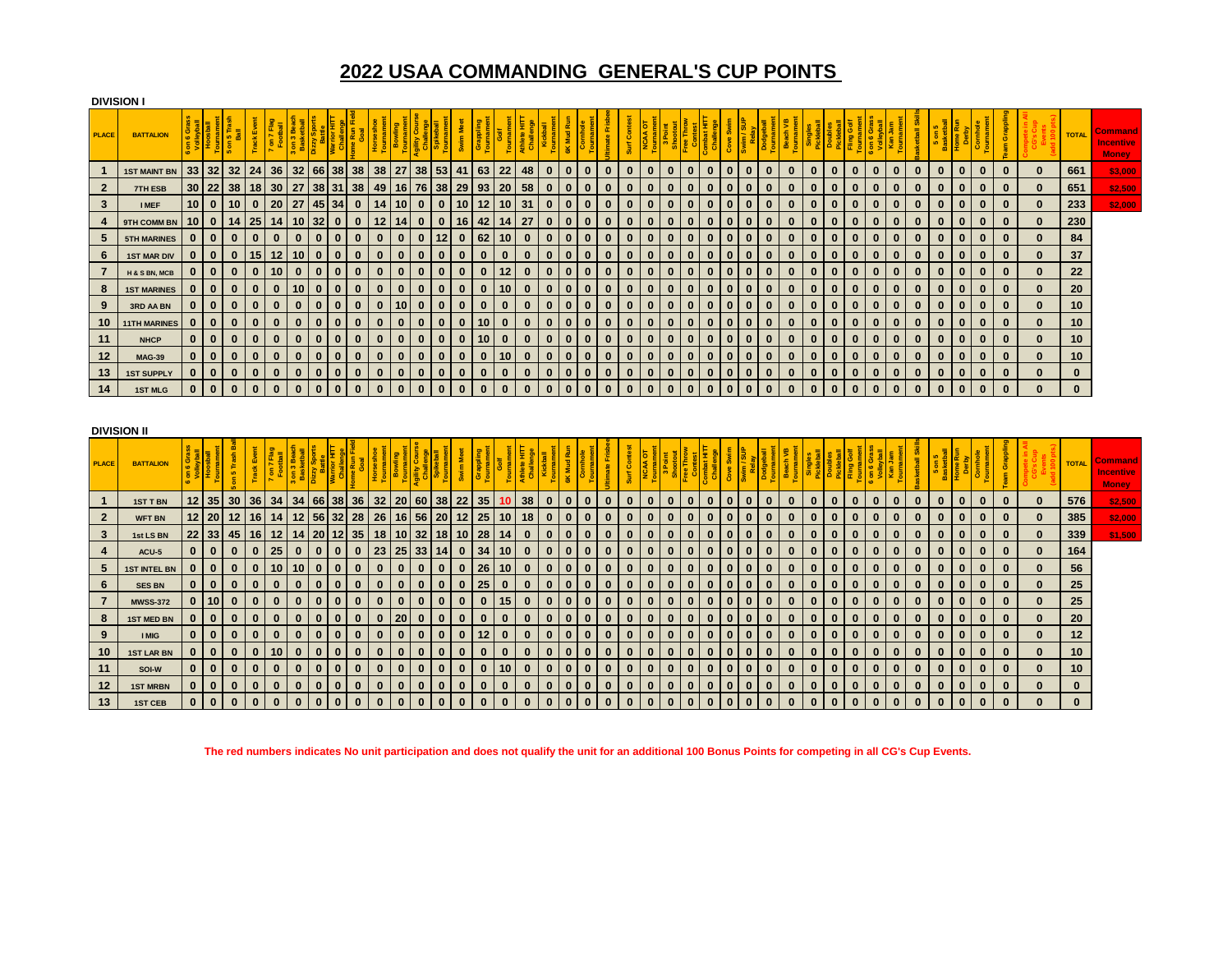# 2022 USAA COMMANDING GENERAL'S CUP POINTS

**DIVISION I**

| PLACE | BATTALION | 6 on 6 Grass Volleyball | Hoopball Tournament | 5 on 5 Trash Ball | Track Event | 7 on 7 Flag Football | 3 on 3 Beach Basketball | Dizzy Sports Battle | Warrior HITT Challenge | Home Run Field Goal | Horseshoe Tournament | Bowling Tournament | Agility Course Challenge | Spikeball Tournament | Swim Meet | Grappling Tournament | Golf Tournament | Athlete HITT Challenge | Kickball Tournament | 6K Mud Run | Cornhole Tournament | Ultimate Frisbee | Surf Contest | NCAA OT Tournament | 3 Point Shootout | Free Throw Contest | Combat HITT Challenge | Cove Swim | Swim / SUP Relay | Dodgeball Tournament | Beach VB Tournament | Singles Pickleball | Doubles Pickleball | Fling Golf Tournament | 6 on 6 Grass Volleyball | Kan Jam Tournament | Basketball Skills | 5 on 5 Basketball | Home Run Derby | Cornhole Tournament | Team Grappling | Compete in All CG's Cup Events (add 100 pts.) | TOTAL | Command Incentive Money |
|---|---|---|---|---|---|---|---|---|---|---|---|---|---|---|---|---|---|---|---|---|---|---|---|---|---|---|---|---|---|---|---|---|---|---|---|---|---|---|---|---|---|---|---|---|
| 1 | 1ST MAINT BN | 33 | 32 | 32 | 24 | 36 | 32 | 66 | 38 | 38 | 38 | 27 | 38 | 53 | 41 | 63 | 22 | 48 | 0 | 0 | 0 | 0 | 0 | 0 | 0 | 0 | 0 | 0 | 0 | 0 | 0 | 0 | 0 | 0 | 0 | 0 | 0 | 0 | 0 | 0 | 0 | 0 | 661 | $3,000 |
| 2 | 7TH ESB | 30 | 22 | 38 | 18 | 30 | 27 | 38 | 31 | 38 | 49 | 16 | 76 | 38 | 29 | 93 | 20 | 58 | 0 | 0 | 0 | 0 | 0 | 0 | 0 | 0 | 0 | 0 | 0 | 0 | 0 | 0 | 0 | 0 | 0 | 0 | 0 | 0 | 0 | 0 | 0 | 0 | 651 | $2,500 |
| 3 | I MEF | 10 | 0 | 10 | 0 | 20 | 27 | 45 | 34 | 0 | 14 | 10 | 0 | 0 | 10 | 12 | 10 | 31 | 0 | 0 | 0 | 0 | 0 | 0 | 0 | 0 | 0 | 0 | 0 | 0 | 0 | 0 | 0 | 0 | 0 | 0 | 0 | 0 | 0 | 0 | 0 | 0 | 233 | $2,000 |
| 4 | 9TH COMM BN | 10 | 0 | 14 | 25 | 14 | 10 | 32 | 0 | 0 | 12 | 14 | 0 | 0 | 16 | 42 | 14 | 27 | 0 | 0 | 0 | 0 | 0 | 0 | 0 | 0 | 0 | 0 | 0 | 0 | 0 | 0 | 0 | 0 | 0 | 0 | 0 | 0 | 0 | 0 | 0 | 0 | 230 | |
| 5 | 5TH MARINES | 0 | 0 | 0 | 0 | 0 | 0 | 0 | 0 | 0 | 0 | 0 | 0 | 12 | 0 | 62 | 10 | 0 | 0 | 0 | 0 | 0 | 0 | 0 | 0 | 0 | 0 | 0 | 0 | 0 | 0 | 0 | 0 | 0 | 0 | 0 | 0 | 0 | 0 | 0 | 0 | 0 | 84 | |
| 6 | 1ST MAR DIV | 0 | 0 | 0 | 15 | 12 | 10 | 0 | 0 | 0 | 0 | 0 | 0 | 0 | 0 | 0 | 0 | 0 | 0 | 0 | 0 | 0 | 0 | 0 | 0 | 0 | 0 | 0 | 0 | 0 | 0 | 0 | 0 | 0 | 0 | 0 | 0 | 0 | 0 | 0 | 0 | 0 | 37 | |
| 7 | H & S BN, MCB | 0 | 0 | 0 | 0 | 10 | 0 | 0 | 0 | 0 | 0 | 0 | 0 | 0 | 0 | 0 | 12 | 0 | 0 | 0 | 0 | 0 | 0 | 0 | 0 | 0 | 0 | 0 | 0 | 0 | 0 | 0 | 0 | 0 | 0 | 0 | 0 | 0 | 0 | 0 | 0 | 0 | 22 | |
| 8 | 1ST MARINES | 0 | 0 | 0 | 0 | 0 | 10 | 0 | 0 | 0 | 0 | 0 | 0 | 0 | 0 | 0 | 10 | 0 | 0 | 0 | 0 | 0 | 0 | 0 | 0 | 0 | 0 | 0 | 0 | 0 | 0 | 0 | 0 | 0 | 0 | 0 | 0 | 0 | 0 | 0 | 0 | 0 | 20 | |
| 9 | 3RD AA BN | 0 | 0 | 0 | 0 | 0 | 0 | 0 | 0 | 0 | 0 | 10 | 0 | 0 | 0 | 0 | 0 | 0 | 0 | 0 | 0 | 0 | 0 | 0 | 0 | 0 | 0 | 0 | 0 | 0 | 0 | 0 | 0 | 0 | 0 | 0 | 0 | 0 | 0 | 0 | 0 | 0 | 10 | |
| 10 | 11TH MARINES | 0 | 0 | 0 | 0 | 0 | 0 | 0 | 0 | 0 | 0 | 0 | 0 | 0 | 0 | 10 | 0 | 0 | 0 | 0 | 0 | 0 | 0 | 0 | 0 | 0 | 0 | 0 | 0 | 0 | 0 | 0 | 0 | 0 | 0 | 0 | 0 | 0 | 0 | 0 | 0 | 0 | 10 | |
| 11 | NHCP | 0 | 0 | 0 | 0 | 0 | 0 | 0 | 0 | 0 | 0 | 0 | 0 | 0 | 0 | 10 | 0 | 0 | 0 | 0 | 0 | 0 | 0 | 0 | 0 | 0 | 0 | 0 | 0 | 0 | 0 | 0 | 0 | 0 | 0 | 0 | 0 | 0 | 0 | 0 | 0 | 0 | 10 | |
| 12 | MAG-39 | 0 | 0 | 0 | 0 | 0 | 0 | 0 | 0 | 0 | 0 | 0 | 0 | 0 | 0 | 0 | 10 | 0 | 0 | 0 | 0 | 0 | 0 | 0 | 0 | 0 | 0 | 0 | 0 | 0 | 0 | 0 | 0 | 0 | 0 | 0 | 0 | 0 | 0 | 0 | 0 | 0 | 10 | |
| 13 | 1ST SUPPLY | 0 | 0 | 0 | 0 | 0 | 0 | 0 | 0 | 0 | 0 | 0 | 0 | 0 | 0 | 0 | 0 | 0 | 0 | 0 | 0 | 0 | 0 | 0 | 0 | 0 | 0 | 0 | 0 | 0 | 0 | 0 | 0 | 0 | 0 | 0 | 0 | 0 | 0 | 0 | 0 | 0 | 0 | |
| 14 | 1ST MLG | 0 | 0 | 0 | 0 | 0 | 0 | 0 | 0 | 0 | 0 | 0 | 0 | 0 | 0 | 0 | 0 | 0 | 0 | 0 | 0 | 0 | 0 | 0 | 0 | 0 | 0 | 0 | 0 | 0 | 0 | 0 | 0 | 0 | 0 | 0 | 0 | 0 | 0 | 0 | 0 | 0 | 0 | |

**DIVISION II**

| PLACE | BATTALION | 6 on 6 Grass Volleyball | Hoopball Tournament | 5 on 5 Trash Ball | Track Event | 7 on 7 Flag Football | 3 on 3 Beach Basketball | Dizzy Sports Battle | Warrior HITT Challenge | Home Run Field Goal | Horseshoe Tournament | Bowling Tournament | Agility Course Challenge | Spikeball Tournament | Swim Meet | Grappling Tournament | Golf Tournament | Athlete HITT Challenge | Kickball Tournament | 6K Mud Run | Cornhole Tournament | Ultimate Frisbee | Surf Contest | NCAA OT Tournament | 3 Point Shootout | Free Throw Contest | Combat HITT Challenge | Cove Swim | Swim / SUP Relay | Dodgeball Tournament | Beach VB Tournament | Singles Pickleball | Doubles Pickleball | Fling Golf Tournament | 6 on 6 Grass Volleyball | Kan Jam Tournament | Basketball Skills | 5 on 5 Basketball | Home Run Derby | Cornhole Tournament | Team Grappling | Compete in All CG's Cup Events (add 100 pts.) | TOTAL | Command Incentive Money |
|---|---|---|---|---|---|---|---|---|---|---|---|---|---|---|---|---|---|---|---|---|---|---|---|---|---|---|---|---|---|---|---|---|---|---|---|---|---|---|---|---|---|---|---|---|
| 1 | 1ST T BN | 12 | 35 | 30 | 36 | 34 | 34 | 66 | 38 | 36 | 32 | 20 | 60 | 38 | 22 | 35 | 10 | 38 | 0 | 0 | 0 | 0 | 0 | 0 | 0 | 0 | 0 | 0 | 0 | 0 | 0 | 0 | 0 | 0 | 0 | 0 | 0 | 0 | 0 | 0 | 0 | 0 | 576 | $2,500 |
| 2 | WFT BN | 12 | 20 | 12 | 16 | 14 | 12 | 56 | 32 | 28 | 26 | 16 | 56 | 20 | 12 | 25 | 10 | 18 | 0 | 0 | 0 | 0 | 0 | 0 | 0 | 0 | 0 | 0 | 0 | 0 | 0 | 0 | 0 | 0 | 0 | 0 | 0 | 0 | 0 | 0 | 0 | 0 | 385 | $2,000 |
| 3 | 1st LS BN | 22 | 33 | 45 | 16 | 12 | 14 | 20 | 12 | 35 | 18 | 10 | 32 | 18 | 10 | 28 | 14 | 0 | 0 | 0 | 0 | 0 | 0 | 0 | 0 | 0 | 0 | 0 | 0 | 0 | 0 | 0 | 0 | 0 | 0 | 0 | 0 | 0 | 0 | 0 | 0 | 0 | 339 | $1,500 |
| 4 | ACU-5 | 0 | 0 | 0 | 0 | 25 | 0 | 0 | 0 | 0 | 23 | 25 | 33 | 14 | 0 | 34 | 10 | 0 | 0 | 0 | 0 | 0 | 0 | 0 | 0 | 0 | 0 | 0 | 0 | 0 | 0 | 0 | 0 | 0 | 0 | 0 | 0 | 0 | 0 | 0 | 0 | 0 | 164 | |
| 5 | 1ST INTEL BN | 0 | 0 | 0 | 0 | 10 | 10 | 0 | 0 | 0 | 0 | 0 | 0 | 0 | 0 | 26 | 10 | 0 | 0 | 0 | 0 | 0 | 0 | 0 | 0 | 0 | 0 | 0 | 0 | 0 | 0 | 0 | 0 | 0 | 0 | 0 | 0 | 0 | 0 | 0 | 0 | 0 | 56 | |
| 6 | SES BN | 0 | 0 | 0 | 0 | 0 | 0 | 0 | 0 | 0 | 0 | 0 | 0 | 0 | 0 | 25 | 0 | 0 | 0 | 0 | 0 | 0 | 0 | 0 | 0 | 0 | 0 | 0 | 0 | 0 | 0 | 0 | 0 | 0 | 0 | 0 | 0 | 0 | 0 | 0 | 0 | 0 | 25 | |
| 7 | MWSS-372 | 0 | 10 | 0 | 0 | 0 | 0 | 0 | 0 | 0 | 0 | 0 | 0 | 0 | 0 | 0 | 15 | 0 | 0 | 0 | 0 | 0 | 0 | 0 | 0 | 0 | 0 | 0 | 0 | 0 | 0 | 0 | 0 | 0 | 0 | 0 | 0 | 0 | 0 | 0 | 0 | 0 | 25 | |
| 8 | 1ST MED BN | 0 | 0 | 0 | 0 | 0 | 0 | 0 | 0 | 0 | 0 | 20 | 0 | 0 | 0 | 0 | 0 | 0 | 0 | 0 | 0 | 0 | 0 | 0 | 0 | 0 | 0 | 0 | 0 | 0 | 0 | 0 | 0 | 0 | 0 | 0 | 0 | 0 | 0 | 0 | 0 | 0 | 20 | |
| 9 | I MIG | 0 | 0 | 0 | 0 | 0 | 0 | 0 | 0 | 0 | 0 | 0 | 0 | 0 | 0 | 12 | 0 | 0 | 0 | 0 | 0 | 0 | 0 | 0 | 0 | 0 | 0 | 0 | 0 | 0 | 0 | 0 | 0 | 0 | 0 | 0 | 0 | 0 | 0 | 0 | 0 | 0 | 12 | |
| 10 | 1ST LAR BN | 0 | 0 | 0 | 0 | 10 | 0 | 0 | 0 | 0 | 0 | 0 | 0 | 0 | 0 | 0 | 0 | 0 | 0 | 0 | 0 | 0 | 0 | 0 | 0 | 0 | 0 | 0 | 0 | 0 | 0 | 0 | 0 | 0 | 0 | 0 | 0 | 0 | 0 | 0 | 0 | 0 | 10 | |
| 11 | SOI-W | 0 | 0 | 0 | 0 | 0 | 0 | 0 | 0 | 0 | 0 | 0 | 0 | 0 | 0 | 0 | 10 | 0 | 0 | 0 | 0 | 0 | 0 | 0 | 0 | 0 | 0 | 0 | 0 | 0 | 0 | 0 | 0 | 0 | 0 | 0 | 0 | 0 | 0 | 0 | 0 | 0 | 10 | |
| 12 | 1ST MRBN | 0 | 0 | 0 | 0 | 0 | 0 | 0 | 0 | 0 | 0 | 0 | 0 | 0 | 0 | 0 | 0 | 0 | 0 | 0 | 0 | 0 | 0 | 0 | 0 | 0 | 0 | 0 | 0 | 0 | 0 | 0 | 0 | 0 | 0 | 0 | 0 | 0 | 0 | 0 | 0 | 0 | 0 | |
| 13 | 1ST CEB | 0 | 0 | 0 | 0 | 0 | 0 | 0 | 0 | 0 | 0 | 0 | 0 | 0 | 0 | 0 | 0 | 0 | 0 | 0 | 0 | 0 | 0 | 0 | 0 | 0 | 0 | 0 | 0 | 0 | 0 | 0 | 0 | 0 | 0 | 0 | 0 | 0 | 0 | 0 | 0 | 0 | 0 | |

**The red numbers indicates No unit participation and does not qualify the unit for an additional 100 Bonus Points for competing in all CG's Cup Events.**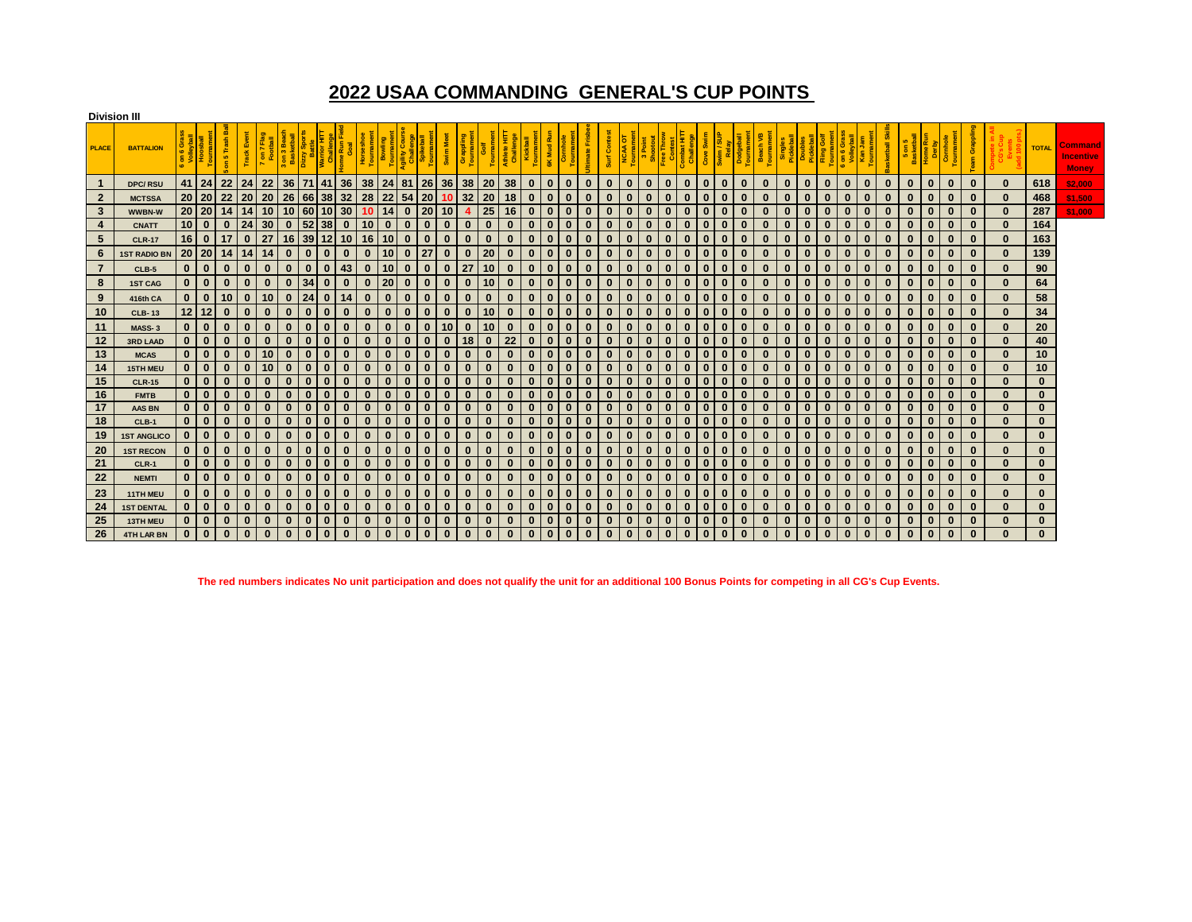# 2022 USAA COMMANDING GENERAL'S CUP POINTS

**Division III**

| PLACE | BATTALION | 6 on 6 Grass Volleyball | Hoodball Tournament | 5 on 5 Trash Ball | Track Event | 7 on 7 Flag Football | 3 on 3 Beach Basketball | Dizzy Sports Battle | Warrior HITT Challenge | Home Run Field Goal | Horseshoe Tournament | Bowling Tournament | Agility Course Challenge | Spikeball Tournament | Swim Meet | Grappling Tournament | Golf Tournament | Athlete HITT Challenge | Kickball Tournament | 6K Mud Run | Cornhole Tournament | Ultimate Frisbee | Surf Contest | NCAA OT Tournament | 3 Point Shootout | Free Throw Contest | Combat HITT Challenge | Cove Swim | Swim / SUP Relay | Dodgeball Tournament | Beach VB Tournament | Singles Pickleball | Doubles Pickleball | Fling Golf Tournament | 6 on 6 Grass Volleyball | Kan Jam Tournament | Basketball Skills | 5 on 5 Basketball | Home Run Derby | Cornhole Tournament | Team Grappling | Compete in All CG's Cup Events (add 100 pts.) | TOTAL | Command Incentive Money |
|---|---|---|---|---|---|---|---|---|---|---|---|---|---|---|---|---|---|---|---|---|---|---|---|---|---|---|---|---|---|---|---|---|---|---|---|---|---|---|---|---|---|---|---|---|
| 1 | DPC/ RSU | 41 | 24 | 22 | 24 | 22 | 36 | 71 | 41 | 36 | 38 | 24 | 81 | 26 | 36 | 38 | 20 | 38 | 0 | 0 | 0 | 0 | 0 | 0 | 0 | 0 | 0 | 0 | 0 | 0 | 0 | 0 | 0 | 0 | 0 | 0 | 0 | 0 | 0 | 0 | 0 | 0 | 618 | $2,000 |
| 2 | MCTSSA | 20 | 20 | 22 | 20 | 20 | 26 | 66 | 38 | 32 | 28 | 22 | 54 | 20 | 10 | 32 | 20 | 18 | 0 | 0 | 0 | 0 | 0 | 0 | 0 | 0 | 0 | 0 | 0 | 0 | 0 | 0 | 0 | 0 | 0 | 0 | 0 | 0 | 0 | 0 | 0 | 0 | 468 | $1,500 |
| 3 | WWBN-W | 20 | 20 | 14 | 14 | 10 | 10 | 60 | 10 | 30 | 10 | 14 | 0 | 20 | 10 | 4 | 25 | 16 | 0 | 0 | 0 | 0 | 0 | 0 | 0 | 0 | 0 | 0 | 0 | 0 | 0 | 0 | 0 | 0 | 0 | 0 | 0 | 0 | 0 | 0 | 0 | 0 | 287 | $1,000 |
| 4 | CNATT | 10 | 0 | 0 | 24 | 30 | 0 | 52 | 38 | 0 | 10 | 0 | 0 | 0 | 0 | 0 | 0 | 0 | 0 | 0 | 0 | 0 | 0 | 0 | 0 | 0 | 0 | 0 | 0 | 0 | 0 | 0 | 0 | 0 | 0 | 0 | 0 | 0 | 0 | 0 | 0 | 0 | 164 | |
| 5 | CLR-17 | 16 | 0 | 17 | 0 | 27 | 16 | 39 | 12 | 10 | 16 | 10 | 0 | 0 | 0 | 0 | 0 | 0 | 0 | 0 | 0 | 0 | 0 | 0 | 0 | 0 | 0 | 0 | 0 | 0 | 0 | 0 | 0 | 0 | 0 | 0 | 0 | 0 | 0 | 0 | 0 | 0 | 163 | |
| 6 | 1ST RADIO BN | 20 | 20 | 14 | 14 | 14 | 0 | 0 | 0 | 0 | 0 | 10 | 0 | 27 | 0 | 0 | 20 | 0 | 0 | 0 | 0 | 0 | 0 | 0 | 0 | 0 | 0 | 0 | 0 | 0 | 0 | 0 | 0 | 0 | 0 | 0 | 0 | 0 | 0 | 0 | 0 | 0 | 139 | |
| 7 | CLB-5 | 0 | 0 | 0 | 0 | 0 | 0 | 0 | 0 | 43 | 0 | 10 | 0 | 0 | 0 | 27 | 10 | 0 | 0 | 0 | 0 | 0 | 0 | 0 | 0 | 0 | 0 | 0 | 0 | 0 | 0 | 0 | 0 | 0 | 0 | 0 | 0 | 0 | 0 | 0 | 0 | 0 | 90 | |
| 8 | 1ST CAG | 0 | 0 | 0 | 0 | 0 | 0 | 34 | 0 | 0 | 0 | 20 | 0 | 0 | 0 | 0 | 10 | 0 | 0 | 0 | 0 | 0 | 0 | 0 | 0 | 0 | 0 | 0 | 0 | 0 | 0 | 0 | 0 | 0 | 0 | 0 | 0 | 0 | 0 | 0 | 0 | 0 | 64 | |
| 9 | 416th CA | 0 | 0 | 10 | 0 | 10 | 0 | 24 | 0 | 14 | 0 | 0 | 0 | 0 | 0 | 0 | 0 | 0 | 0 | 0 | 0 | 0 | 0 | 0 | 0 | 0 | 0 | 0 | 0 | 0 | 0 | 0 | 0 | 0 | 0 | 0 | 0 | 0 | 0 | 0 | 0 | 0 | 58 | |
| 10 | CLB- 13 | 12 | 12 | 0 | 0 | 0 | 0 | 0 | 0 | 0 | 0 | 0 | 0 | 0 | 0 | 0 | 10 | 0 | 0 | 0 | 0 | 0 | 0 | 0 | 0 | 0 | 0 | 0 | 0 | 0 | 0 | 0 | 0 | 0 | 0 | 0 | 0 | 0 | 0 | 0 | 0 | 0 | 34 | |
| 11 | MASS- 3 | 0 | 0 | 0 | 0 | 0 | 0 | 0 | 0 | 0 | 0 | 0 | 0 | 0 | 10 | 0 | 10 | 0 | 0 | 0 | 0 | 0 | 0 | 0 | 0 | 0 | 0 | 0 | 0 | 0 | 0 | 0 | 0 | 0 | 0 | 0 | 0 | 0 | 0 | 0 | 0 | 0 | 20 | |
| 12 | 3RD LAAD | 0 | 0 | 0 | 0 | 0 | 0 | 0 | 0 | 0 | 0 | 0 | 0 | 0 | 0 | 18 | 0 | 22 | 0 | 0 | 0 | 0 | 0 | 0 | 0 | 0 | 0 | 0 | 0 | 0 | 0 | 0 | 0 | 0 | 0 | 0 | 0 | 0 | 0 | 0 | 0 | 0 | 40 | |
| 13 | MCAS | 0 | 0 | 0 | 0 | 10 | 0 | 0 | 0 | 0 | 0 | 0 | 0 | 0 | 0 | 0 | 0 | 0 | 0 | 0 | 0 | 0 | 0 | 0 | 0 | 0 | 0 | 0 | 0 | 0 | 0 | 0 | 0 | 0 | 0 | 0 | 0 | 0 | 0 | 0 | 0 | 0 | 10 | |
| 14 | 15TH MEU | 0 | 0 | 0 | 0 | 10 | 0 | 0 | 0 | 0 | 0 | 0 | 0 | 0 | 0 | 0 | 0 | 0 | 0 | 0 | 0 | 0 | 0 | 0 | 0 | 0 | 0 | 0 | 0 | 0 | 0 | 0 | 0 | 0 | 0 | 0 | 0 | 0 | 0 | 0 | 0 | 0 | 10 | |
| 15 | CLR-15 | 0 | 0 | 0 | 0 | 0 | 0 | 0 | 0 | 0 | 0 | 0 | 0 | 0 | 0 | 0 | 0 | 0 | 0 | 0 | 0 | 0 | 0 | 0 | 0 | 0 | 0 | 0 | 0 | 0 | 0 | 0 | 0 | 0 | 0 | 0 | 0 | 0 | 0 | 0 | 0 | 0 | 0 | |
| 16 | FMTB | 0 | 0 | 0 | 0 | 0 | 0 | 0 | 0 | 0 | 0 | 0 | 0 | 0 | 0 | 0 | 0 | 0 | 0 | 0 | 0 | 0 | 0 | 0 | 0 | 0 | 0 | 0 | 0 | 0 | 0 | 0 | 0 | 0 | 0 | 0 | 0 | 0 | 0 | 0 | 0 | 0 | 0 | |
| 17 | AAS BN | 0 | 0 | 0 | 0 | 0 | 0 | 0 | 0 | 0 | 0 | 0 | 0 | 0 | 0 | 0 | 0 | 0 | 0 | 0 | 0 | 0 | 0 | 0 | 0 | 0 | 0 | 0 | 0 | 0 | 0 | 0 | 0 | 0 | 0 | 0 | 0 | 0 | 0 | 0 | 0 | 0 | 0 | |
| 18 | CLB-1 | 0 | 0 | 0 | 0 | 0 | 0 | 0 | 0 | 0 | 0 | 0 | 0 | 0 | 0 | 0 | 0 | 0 | 0 | 0 | 0 | 0 | 0 | 0 | 0 | 0 | 0 | 0 | 0 | 0 | 0 | 0 | 0 | 0 | 0 | 0 | 0 | 0 | 0 | 0 | 0 | 0 | 0 | |
| 19 | 1ST ANGLICO | 0 | 0 | 0 | 0 | 0 | 0 | 0 | 0 | 0 | 0 | 0 | 0 | 0 | 0 | 0 | 0 | 0 | 0 | 0 | 0 | 0 | 0 | 0 | 0 | 0 | 0 | 0 | 0 | 0 | 0 | 0 | 0 | 0 | 0 | 0 | 0 | 0 | 0 | 0 | 0 | 0 | 0 | |
| 20 | 1ST RECON | 0 | 0 | 0 | 0 | 0 | 0 | 0 | 0 | 0 | 0 | 0 | 0 | 0 | 0 | 0 | 0 | 0 | 0 | 0 | 0 | 0 | 0 | 0 | 0 | 0 | 0 | 0 | 0 | 0 | 0 | 0 | 0 | 0 | 0 | 0 | 0 | 0 | 0 | 0 | 0 | 0 | 0 | |
| 21 | CLR-1 | 0 | 0 | 0 | 0 | 0 | 0 | 0 | 0 | 0 | 0 | 0 | 0 | 0 | 0 | 0 | 0 | 0 | 0 | 0 | 0 | 0 | 0 | 0 | 0 | 0 | 0 | 0 | 0 | 0 | 0 | 0 | 0 | 0 | 0 | 0 | 0 | 0 | 0 | 0 | 0 | 0 | 0 | |
| 22 | NEMTI | 0 | 0 | 0 | 0 | 0 | 0 | 0 | 0 | 0 | 0 | 0 | 0 | 0 | 0 | 0 | 0 | 0 | 0 | 0 | 0 | 0 | 0 | 0 | 0 | 0 | 0 | 0 | 0 | 0 | 0 | 0 | 0 | 0 | 0 | 0 | 0 | 0 | 0 | 0 | 0 | 0 | 0 | |
| 23 | 11TH MEU | 0 | 0 | 0 | 0 | 0 | 0 | 0 | 0 | 0 | 0 | 0 | 0 | 0 | 0 | 0 | 0 | 0 | 0 | 0 | 0 | 0 | 0 | 0 | 0 | 0 | 0 | 0 | 0 | 0 | 0 | 0 | 0 | 0 | 0 | 0 | 0 | 0 | 0 | 0 | 0 | 0 | 0 | |
| 24 | 1ST DENTAL | 0 | 0 | 0 | 0 | 0 | 0 | 0 | 0 | 0 | 0 | 0 | 0 | 0 | 0 | 0 | 0 | 0 | 0 | 0 | 0 | 0 | 0 | 0 | 0 | 0 | 0 | 0 | 0 | 0 | 0 | 0 | 0 | 0 | 0 | 0 | 0 | 0 | 0 | 0 | 0 | 0 | 0 | |
| 25 | 13TH MEU | 0 | 0 | 0 | 0 | 0 | 0 | 0 | 0 | 0 | 0 | 0 | 0 | 0 | 0 | 0 | 0 | 0 | 0 | 0 | 0 | 0 | 0 | 0 | 0 | 0 | 0 | 0 | 0 | 0 | 0 | 0 | 0 | 0 | 0 | 0 | 0 | 0 | 0 | 0 | 0 | 0 | 0 | |
| 26 | 4TH LAR BN | 0 | 0 | 0 | 0 | 0 | 0 | 0 | 0 | 0 | 0 | 0 | 0 | 0 | 0 | 0 | 0 | 0 | 0 | 0 | 0 | 0 | 0 | 0 | 0 | 0 | 0 | 0 | 0 | 0 | 0 | 0 | 0 | 0 | 0 | 0 | 0 | 0 | 0 | 0 | 0 | 0 | 0 | |

**The red numbers indicates No unit participation and does not qualify the unit for an additional 100 Bonus Points for competing in all CG's Cup Events.**